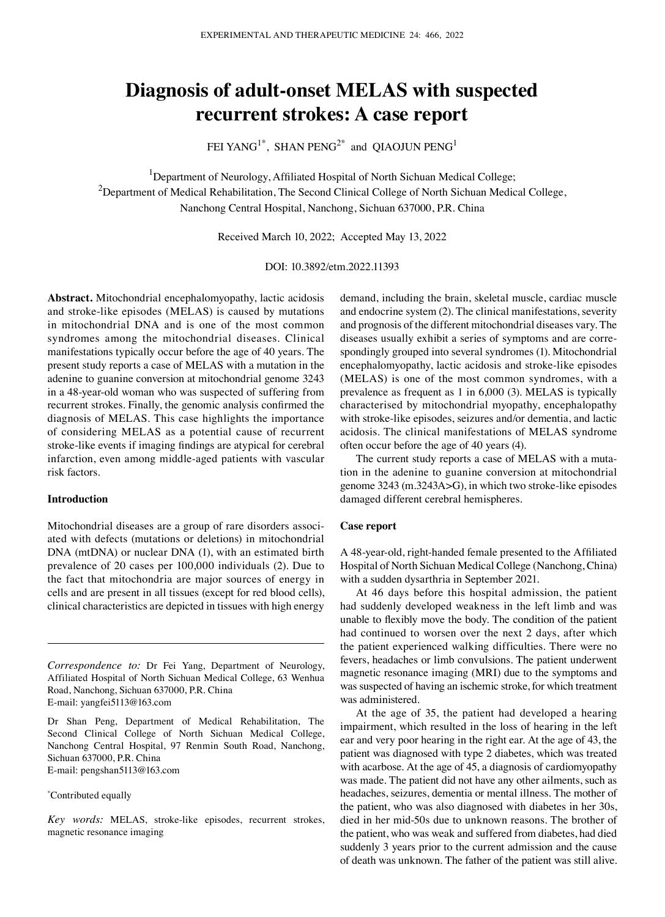# Diagnosis of adult-onset MELAS with suspected recurrent strokes: A case report

FEI YANG[1*], SHAN PENG[2*] and QIAOJUN PENG[1]

[1]Department of Neurology, Affiliated Hospital of North Sichuan Medical College; [2]Department of Medical Rehabilitation, The Second Clinical College of North Sichuan Medical College, Nanchong Central Hospital, Nanchong, Sichuan 637000, P.R. China

Received March 10, 2022; Accepted May 13, 2022

DOI: 10.3892/etm.2022.11393

**Abstract.** Mitochondrial encephalomyopathy, lactic acidosis and stroke-like episodes (MELAS) is caused by mutations in mitochondrial DNA and is one of the most common syndromes among the mitochondrial diseases. Clinical manifestations typically occur before the age of 40 years. The present study reports a case of MELAS with a mutation in the adenine to guanine conversion at mitochondrial genome 3243 in a 48-year-old woman who was suspected of suffering from recurrent strokes. Finally, the genomic analysis confirmed the diagnosis of MELAS. This case highlights the importance of considering MELAS as a potential cause of recurrent stroke-like events if imaging findings are atypical for cerebral infarction, even among middle-aged patients with vascular risk factors.

## Introduction

Mitochondrial diseases are a group of rare disorders associated with defects (mutations or deletions) in mitochondrial DNA (mtDNA) or nuclear DNA (1), with an estimated birth prevalence of 20 cases per 100,000 individuals (2). Due to the fact that mitochondria are major sources of energy in cells and are present in all tissues (except for red blood cells), clinical characteristics are depicted in tissues with high energy demand, including the brain, skeletal muscle, cardiac muscle and endocrine system (2). The clinical manifestations, severity and prognosis of the different mitochondrial diseases vary. The diseases usually exhibit a series of symptoms and are correspondingly grouped into several syndromes (1). Mitochondrial encephalomyopathy, lactic acidosis and stroke-like episodes (MELAS) is one of the most common syndromes, with a prevalence as frequent as 1 in 6,000 (3). MELAS is typically characterised by mitochondrial myopathy, encephalopathy with stroke-like episodes, seizures and/or dementia, and lactic acidosis. The clinical manifestations of MELAS syndrome often occur before the age of 40 years (4).

The current study reports a case of MELAS with a mutation in the adenine to guanine conversion at mitochondrial genome 3243 (m.3243A>G), in which two stroke-like episodes damaged different cerebral hemispheres.

## Case report

A 48-year-old, right-handed female presented to the Affiliated Hospital of North Sichuan Medical College (Nanchong, China) with a sudden dysarthria in September 2021.

At 46 days before this hospital admission, the patient had suddenly developed weakness in the left limb and was unable to flexibly move the body. The condition of the patient had continued to worsen over the next 2 days, after which the patient experienced walking difficulties. There were no fevers, headaches or limb convulsions. The patient underwent magnetic resonance imaging (MRI) due to the symptoms and was suspected of having an ischemic stroke, for which treatment was administered.

At the age of 35, the patient had developed a hearing impairment, which resulted in the loss of hearing in the left ear and very poor hearing in the right ear. At the age of 43, the patient was diagnosed with type 2 diabetes, which was treated with acarbose. At the age of 45, a diagnosis of cardiomyopathy was made. The patient did not have any other ailments, such as headaches, seizures, dementia or mental illness. The mother of the patient, who was also diagnosed with diabetes in her 30s, died in her mid-50s due to unknown reasons. The brother of the patient, who was weak and suffered from diabetes, had died suddenly 3 years prior to the current admission and the cause of death was unknown. The father of the patient was still alive.

---

*Correspondence to:* Dr Fei Yang, Department of Neurology, Affiliated Hospital of North Sichuan Medical College, 63 Wenhua Road, Nanchong, Sichuan 637000, P.R. China
E-mail: yangfei5113@163.com

Dr Shan Peng, Department of Medical Rehabilitation, The Second Clinical College of North Sichuan Medical College, Nanchong Central Hospital, 97 Renmin South Road, Nanchong, Sichuan 637000, P.R. China
E-mail: pengshan5113@163.com

[*]Contributed equally

*Key words:* MELAS, stroke-like episodes, recurrent strokes, magnetic resonance imaging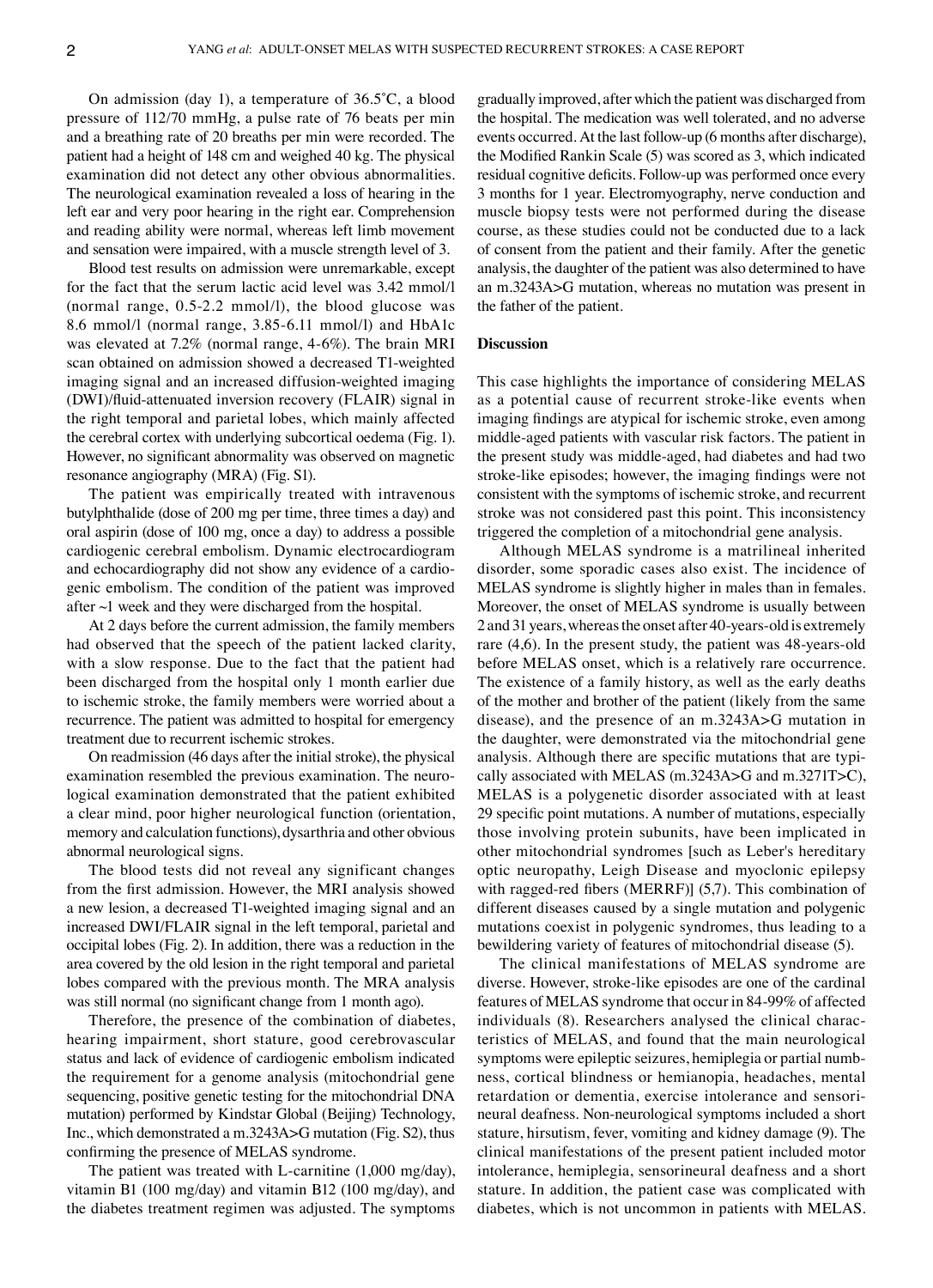On admission (day 1), a temperature of 36.5˚C, a blood pressure of 112/70 mmHg, a pulse rate of 76 beats per min and a breathing rate of 20 breaths per min were recorded. The patient had a height of 148 cm and weighed 40 kg. The physical examination did not detect any other obvious abnormalities. The neurological examination revealed a loss of hearing in the left ear and very poor hearing in the right ear. Comprehension and reading ability were normal, whereas left limb movement and sensation were impaired, with a muscle strength level of 3.

Blood test results on admission were unremarkable, except for the fact that the serum lactic acid level was 3.42 mmol/l (normal range, 0.5-2.2 mmol/l), the blood glucose was 8.6 mmol/l (normal range, 3.85-6.11 mmol/l) and HbA1c was elevated at 7.2% (normal range, 4-6%). The brain MRI scan obtained on admission showed a decreased T1-weighted imaging signal and an increased diffusion-weighted imaging (DWI)/fluid-attenuated inversion recovery (FLAIR) signal in the right temporal and parietal lobes, which mainly affected the cerebral cortex with underlying subcortical oedema (Fig. 1). However, no significant abnormality was observed on magnetic resonance angiography (MRA) (Fig. S1).

The patient was empirically treated with intravenous butylphthalide (dose of 200 mg per time, three times a day) and oral aspirin (dose of 100 mg, once a day) to address a possible cardiogenic cerebral embolism. Dynamic electrocardiogram and echocardiography did not show any evidence of a cardiogenic embolism. The condition of the patient was improved after ~1 week and they were discharged from the hospital.

At 2 days before the current admission, the family members had observed that the speech of the patient lacked clarity, with a slow response. Due to the fact that the patient had been discharged from the hospital only 1 month earlier due to ischemic stroke, the family members were worried about a recurrence. The patient was admitted to hospital for emergency treatment due to recurrent ischemic strokes.

On readmission (46 days after the initial stroke), the physical examination resembled the previous examination. The neurological examination demonstrated that the patient exhibited a clear mind, poor higher neurological function (orientation, memory and calculation functions), dysarthria and other obvious abnormal neurological signs.

The blood tests did not reveal any significant changes from the first admission. However, the MRI analysis showed a new lesion, a decreased T1-weighted imaging signal and an increased DWI/FLAIR signal in the left temporal, parietal and occipital lobes (Fig. 2). In addition, there was a reduction in the area covered by the old lesion in the right temporal and parietal lobes compared with the previous month. The MRA analysis was still normal (no significant change from 1 month ago).

Therefore, the presence of the combination of diabetes, hearing impairment, short stature, good cerebrovascular status and lack of evidence of cardiogenic embolism indicated the requirement for a genome analysis (mitochondrial gene sequencing, positive genetic testing for the mitochondrial DNA mutation) performed by Kindstar Global (Beijing) Technology, Inc., which demonstrated a m.3243A>G mutation (Fig. S2), thus confirming the presence of MELAS syndrome.

The patient was treated with L-carnitine (1,000 mg/day), vitamin B1 (100 mg/day) and vitamin B12 (100 mg/day), and the diabetes treatment regimen was adjusted. The symptoms gradually improved, after which the patient was discharged from the hospital. The medication was well tolerated, and no adverse events occurred. At the last follow-up (6 months after discharge), the Modified Rankin Scale (5) was scored as 3, which indicated residual cognitive deficits. Follow-up was performed once every 3 months for 1 year. Electromyography, nerve conduction and muscle biopsy tests were not performed during the disease course, as these studies could not be conducted due to a lack of consent from the patient and their family. After the genetic analysis, the daughter of the patient was also determined to have an m.3243A>G mutation, whereas no mutation was present in the father of the patient.

## Discussion

This case highlights the importance of considering MELAS as a potential cause of recurrent stroke-like events when imaging findings are atypical for ischemic stroke, even among middle-aged patients with vascular risk factors. The patient in the present study was middle-aged, had diabetes and had two stroke-like episodes; however, the imaging findings were not consistent with the symptoms of ischemic stroke, and recurrent stroke was not considered past this point. This inconsistency triggered the completion of a mitochondrial gene analysis.

Although MELAS syndrome is a matrilineal inherited disorder, some sporadic cases also exist. The incidence of MELAS syndrome is slightly higher in males than in females. Moreover, the onset of MELAS syndrome is usually between 2 and 31 years, whereas the onset after 40-years-old is extremely rare (4,6). In the present study, the patient was 48-years-old before MELAS onset, which is a relatively rare occurrence. The existence of a family history, as well as the early deaths of the mother and brother of the patient (likely from the same disease), and the presence of an m.3243A>G mutation in the daughter, were demonstrated via the mitochondrial gene analysis. Although there are specific mutations that are typically associated with MELAS (m.3243A>G and m.3271T>C), MELAS is a polygenetic disorder associated with at least 29 specific point mutations. A number of mutations, especially those involving protein subunits, have been implicated in other mitochondrial syndromes [such as Leber's hereditary optic neuropathy, Leigh Disease and myoclonic epilepsy with ragged-red fibers (MERRF)] (5,7). This combination of different diseases caused by a single mutation and polygenic mutations coexist in polygenic syndromes, thus leading to a bewildering variety of features of mitochondrial disease (5).

The clinical manifestations of MELAS syndrome are diverse. However, stroke-like episodes are one of the cardinal features of MELAS syndrome that occur in 84-99% of affected individuals (8). Researchers analysed the clinical characteristics of MELAS, and found that the main neurological symptoms were epileptic seizures, hemiplegia or partial numbness, cortical blindness or hemianopia, headaches, mental retardation or dementia, exercise intolerance and sensorineural deafness. Non-neurological symptoms included a short stature, hirsutism, fever, vomiting and kidney damage (9). The clinical manifestations of the present patient included motor intolerance, hemiplegia, sensorineural deafness and a short stature. In addition, the patient case was complicated with diabetes, which is not uncommon in patients with MELAS.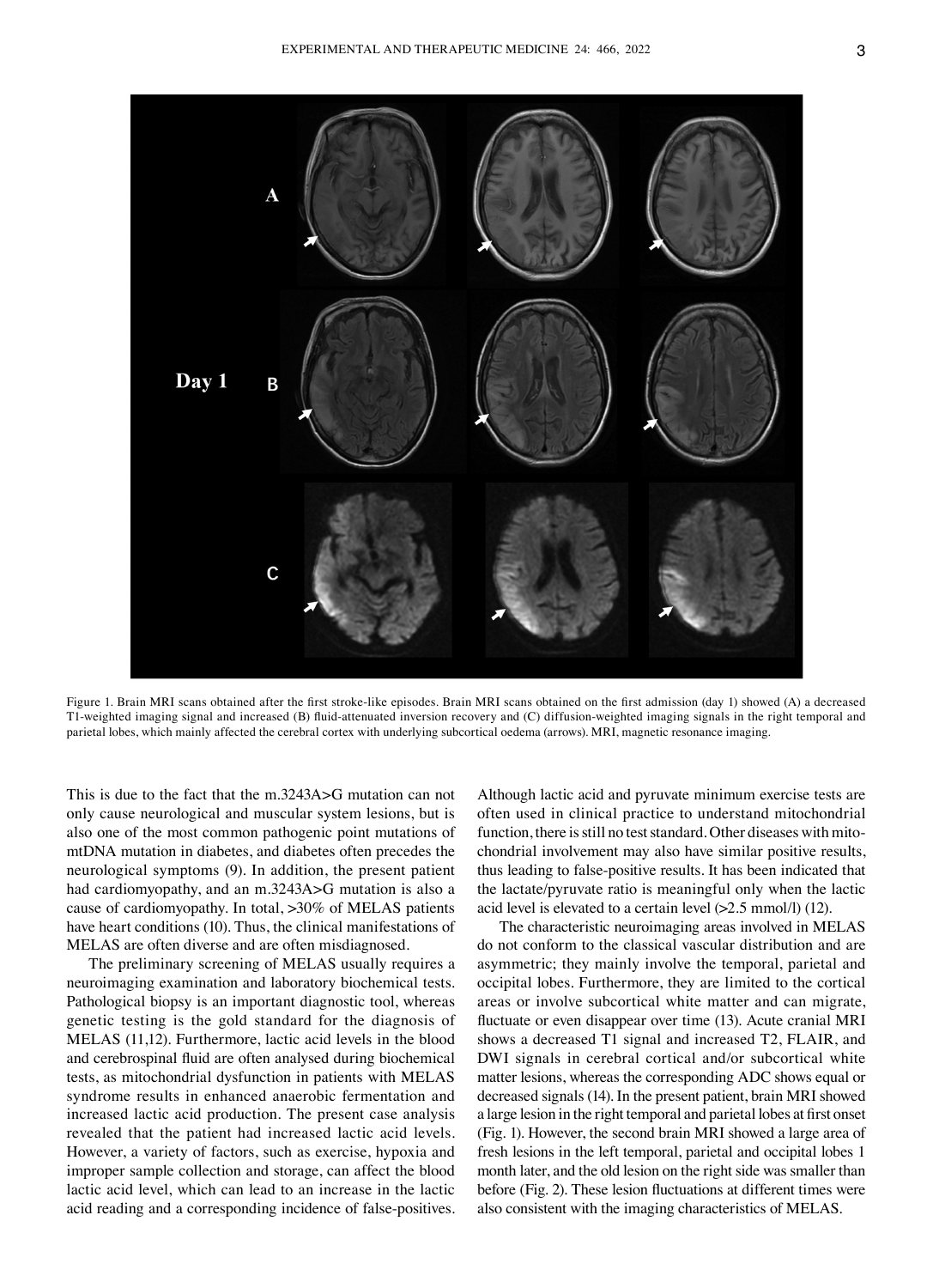Figure 1. Brain MRI scans obtained after the first stroke-like episodes. Brain MRI scans obtained on the first admission (day 1) showed (A) a decreased T1-weighted imaging signal and increased (B) fluid-attenuated inversion recovery and (C) diffusion-weighted imaging signals in the right temporal and parietal lobes, which mainly affected the cerebral cortex with underlying subcortical oedema (arrows). MRI, magnetic resonance imaging.

This is due to the fact that the m.3243A>G mutation can not only cause neurological and muscular system lesions, but is also one of the most common pathogenic point mutations of mtDNA mutation in diabetes, and diabetes often precedes the neurological symptoms (9). In addition, the present patient had cardiomyopathy, and an m.3243A>G mutation is also a cause of cardiomyopathy. In total, >30% of MELAS patients have heart conditions (10). Thus, the clinical manifestations of MELAS are often diverse and are often misdiagnosed.

The preliminary screening of MELAS usually requires a neuroimaging examination and laboratory biochemical tests. Pathological biopsy is an important diagnostic tool, whereas genetic testing is the gold standard for the diagnosis of MELAS (11,12). Furthermore, lactic acid levels in the blood and cerebrospinal fluid are often analysed during biochemical tests, as mitochondrial dysfunction in patients with MELAS syndrome results in enhanced anaerobic fermentation and increased lactic acid production. The present case analysis revealed that the patient had increased lactic acid levels. However, a variety of factors, such as exercise, hypoxia and improper sample collection and storage, can affect the blood lactic acid level, which can lead to an increase in the lactic acid reading and a corresponding incidence of false-positives. Although lactic acid and pyruvate minimum exercise tests are often used in clinical practice to understand mitochondrial function, there is still no test standard. Other diseases with mitochondrial involvement may also have similar positive results, thus leading to false-positive results. It has been indicated that the lactate/pyruvate ratio is meaningful only when the lactic acid level is elevated to a certain level (>2.5 mmol/l) (12).

The characteristic neuroimaging areas involved in MELAS do not conform to the classical vascular distribution and are asymmetric; they mainly involve the temporal, parietal and occipital lobes. Furthermore, they are limited to the cortical areas or involve subcortical white matter and can migrate, fluctuate or even disappear over time (13). Acute cranial MRI shows a decreased T1 signal and increased T2, FLAIR, and DWI signals in cerebral cortical and/or subcortical white matter lesions, whereas the corresponding ADC shows equal or decreased signals (14). In the present patient, brain MRI showed a large lesion in the right temporal and parietal lobes at first onset (Fig. 1). However, the second brain MRI showed a large area of fresh lesions in the left temporal, parietal and occipital lobes 1 month later, and the old lesion on the right side was smaller than before (Fig. 2). These lesion fluctuations at different times were also consistent with the imaging characteristics of MELAS.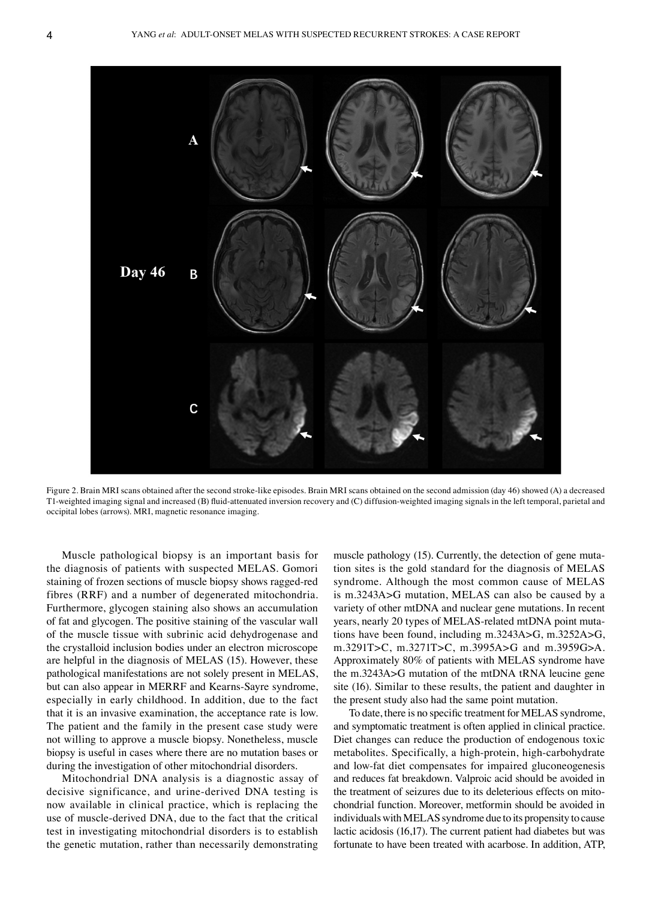Figure 2. Brain MRI scans obtained after the second stroke-like episodes. Brain MRI scans obtained on the second admission (day 46) showed (A) a decreased T1-weighted imaging signal and increased (B) fluid-attenuated inversion recovery and (C) diffusion-weighted imaging signals in the left temporal, parietal and occipital lobes (arrows). MRI, magnetic resonance imaging.

Muscle pathological biopsy is an important basis for the diagnosis of patients with suspected MELAS. Gomori staining of frozen sections of muscle biopsy shows ragged-red fibres (RRF) and a number of degenerated mitochondria. Furthermore, glycogen staining also shows an accumulation of fat and glycogen. The positive staining of the vascular wall of the muscle tissue with subrinic acid dehydrogenase and the crystalloid inclusion bodies under an electron microscope are helpful in the diagnosis of MELAS (15). However, these pathological manifestations are not solely present in MELAS, but can also appear in MERRF and Kearns-Sayre syndrome, especially in early childhood. In addition, due to the fact that it is an invasive examination, the acceptance rate is low. The patient and the family in the present case study were not willing to approve a muscle biopsy. Nonetheless, muscle biopsy is useful in cases where there are no mutation bases or during the investigation of other mitochondrial disorders.

Mitochondrial DNA analysis is a diagnostic assay of decisive significance, and urine-derived DNA testing is now available in clinical practice, which is replacing the use of muscle-derived DNA, due to the fact that the critical test in investigating mitochondrial disorders is to establish the genetic mutation, rather than necessarily demonstrating muscle pathology (15). Currently, the detection of gene mutation sites is the gold standard for the diagnosis of MELAS syndrome. Although the most common cause of MELAS is m.3243A>G mutation, MELAS can also be caused by a variety of other mtDNA and nuclear gene mutations. In recent years, nearly 20 types of MELAS-related mtDNA point mutations have been found, including m.3243A>G, m.3252A>G, m.3291T>C, m.3271T>C, m.3995A>G and m.3959G>A. Approximately 80% of patients with MELAS syndrome have the m.3243A>G mutation of the mtDNA tRNA leucine gene site (16). Similar to these results, the patient and daughter in the present study also had the same point mutation.

To date, there is no specific treatment for MELAS syndrome, and symptomatic treatment is often applied in clinical practice. Diet changes can reduce the production of endogenous toxic metabolites. Specifically, a high-protein, high-carbohydrate and low-fat diet compensates for impaired gluconeogenesis and reduces fat breakdown. Valproic acid should be avoided in the treatment of seizures due to its deleterious effects on mitochondrial function. Moreover, metformin should be avoided in individuals with MELAS syndrome due to its propensity to cause lactic acidosis (16,17). The current patient had diabetes but was fortunate to have been treated with acarbose. In addition, ATP,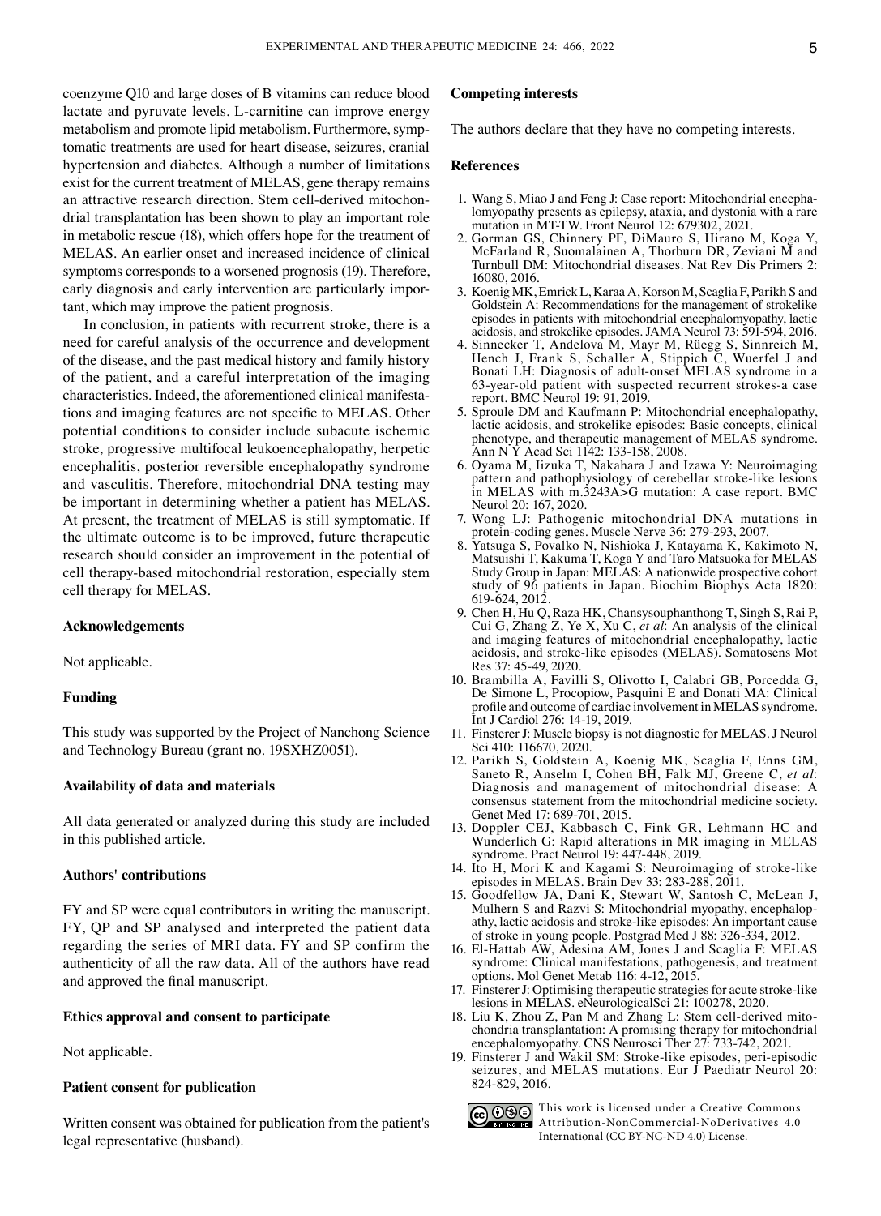coenzyme Q10 and large doses of B vitamins can reduce blood lactate and pyruvate levels. L-carnitine can improve energy metabolism and promote lipid metabolism. Furthermore, symptomatic treatments are used for heart disease, seizures, cranial hypertension and diabetes. Although a number of limitations exist for the current treatment of MELAS, gene therapy remains an attractive research direction. Stem cell-derived mitochondrial transplantation has been shown to play an important role in metabolic rescue (18), which offers hope for the treatment of MELAS. An earlier onset and increased incidence of clinical symptoms corresponds to a worsened prognosis (19). Therefore, early diagnosis and early intervention are particularly important, which may improve the patient prognosis.

In conclusion, in patients with recurrent stroke, there is a need for careful analysis of the occurrence and development of the disease, and the past medical history and family history of the patient, and a careful interpretation of the imaging characteristics. Indeed, the aforementioned clinical manifestations and imaging features are not specific to MELAS. Other potential conditions to consider include subacute ischemic stroke, progressive multifocal leukoencephalopathy, herpetic encephalitis, posterior reversible encephalopathy syndrome and vasculitis. Therefore, mitochondrial DNA testing may be important in determining whether a patient has MELAS. At present, the treatment of MELAS is still symptomatic. If the ultimate outcome is to be improved, future therapeutic research should consider an improvement in the potential of cell therapy-based mitochondrial restoration, especially stem cell therapy for MELAS.

## Acknowledgements

Not applicable.

## Funding

This study was supported by the Project of Nanchong Science and Technology Bureau (grant no. 19SXHZ0051).

## Availability of data and materials

All data generated or analyzed during this study are included in this published article.

## Authors' contributions

FY and SP were equal contributors in writing the manuscript. FY, QP and SP analysed and interpreted the patient data regarding the series of MRI data. FY and SP confirm the authenticity of all the raw data. All of the authors have read and approved the final manuscript.

## Ethics approval and consent to participate

Not applicable.

## Patient consent for publication

Written consent was obtained for publication from the patient's legal representative (husband).

## Competing interests

The authors declare that they have no competing interests.

## References

1. Wang S, Miao J and Feng J: Case report: Mitochondrial encephalomyopathy presents as epilepsy, ataxia, and dystonia with a rare mutation in MT-TW. Front Neurol 12: 679302, 2021.
2. Gorman GS, Chinnery PF, DiMauro S, Hirano M, Koga Y, McFarland R, Suomalainen A, Thorburn DR, Zeviani M and Turnbull DM: Mitochondrial diseases. Nat Rev Dis Primers 2: 16080, 2016.
3. Koenig MK, Emrick L, Karaa A, Korson M, Scaglia F, Parikh S and Goldstein A: Recommendations for the management of strokelike episodes in patients with mitochondrial encephalomyopathy, lactic acidosis, and strokelike episodes. JAMA Neurol 73: 591-594, 2016.
4. Sinnecker T, Andelova M, Mayr M, Rüegg S, Sinnreich M, Hench J, Frank S, Schaller A, Stippich C, Wuerfel J and Bonati LH: Diagnosis of adult-onset MELAS syndrome in a 63-year-old patient with suspected recurrent strokes-a case report. BMC Neurol 19: 91, 2019.
5. Sproule DM and Kaufmann P: Mitochondrial encephalopathy, lactic acidosis, and strokelike episodes: Basic concepts, clinical phenotype, and therapeutic management of MELAS syndrome. Ann N Y Acad Sci 1142: 133-158, 2008.
6. Oyama M, Iizuka T, Nakahara J and Izawa Y: Neuroimaging pattern and pathophysiology of cerebellar stroke-like lesions in MELAS with m.3243A>G mutation: A case report. BMC Neurol 20: 167, 2020.
7. Wong LJ: Pathogenic mitochondrial DNA mutations in protein-coding genes. Muscle Nerve 36: 279-293, 2007.
8. Yatsuga S, Povalko N, Nishioka J, Katayama K, Kakimoto N, Matsuishi T, Kakuma T, Koga Y and Taro Matsuoka for MELAS Study Group in Japan: MELAS: A nationwide prospective cohort study of 96 patients in Japan. Biochim Biophys Acta 1820: 619-624, 2012.
9. Chen H, Hu Q, Raza HK, Chansysouphanthong T, Singh S, Rai P, Cui G, Zhang Z, Ye X, Xu C, *et al*: An analysis of the clinical and imaging features of mitochondrial encephalopathy, lactic acidosis, and stroke-like episodes (MELAS). Somatosens Mot Res 37: 45-49, 2020.
10. Brambilla A, Favilli S, Olivotto I, Calabri GB, Porcedda G, De Simone L, Procopiow, Pasquini E and Donati MA: Clinical profile and outcome of cardiac involvement in MELAS syndrome. Int J Cardiol 276: 14-19, 2019.
11. Finsterer J: Muscle biopsy is not diagnostic for MELAS. J Neurol Sci 410: 116670, 2020.
12. Parikh S, Goldstein A, Koenig MK, Scaglia F, Enns GM, Saneto R, Anselm I, Cohen BH, Falk MJ, Greene C, *et al*: Diagnosis and management of mitochondrial disease: A consensus statement from the mitochondrial medicine society. Genet Med 17: 689-701, 2015.
13. Doppler CEJ, Kabbasch C, Fink GR, Lehmann HC and Wunderlich G: Rapid alterations in MR imaging in MELAS syndrome. Pract Neurol 19: 447-448, 2019.
14. Ito H, Mori K and Kagami S: Neuroimaging of stroke-like episodes in MELAS. Brain Dev 33: 283-288, 2011.
15. Goodfellow JA, Dani K, Stewart W, Santosh C, McLean J, Mulhern S and Razvi S: Mitochondrial myopathy, encephalopathy, lactic acidosis and stroke-like episodes: An important cause of stroke in young people. Postgrad Med J 88: 326-334, 2012.
16. El-Hattab AW, Adesina AM, Jones J and Scaglia F: MELAS syndrome: Clinical manifestations, pathogenesis, and treatment options. Mol Genet Metab 116: 4-12, 2015.
17. Finsterer J: Optimising therapeutic strategies for acute stroke-like lesions in MELAS. eNeurologicalSci 21: 100278, 2020.
18. Liu K, Zhou Z, Pan M and Zhang L: Stem cell-derived mitochondria transplantation: A promising therapy for mitochondrial encephalomyopathy. CNS Neurosci Ther 27: 733-742, 2021.
19. Finsterer J and Wakil SM: Stroke-like episodes, peri-episodic seizures, and MELAS mutations. Eur J Paediatr Neurol 20: 824-829, 2016.

This work is licensed under a Creative Commons Attribution-NonCommercial-NoDerivatives 4.0 International (CC BY-NC-ND 4.0) License.